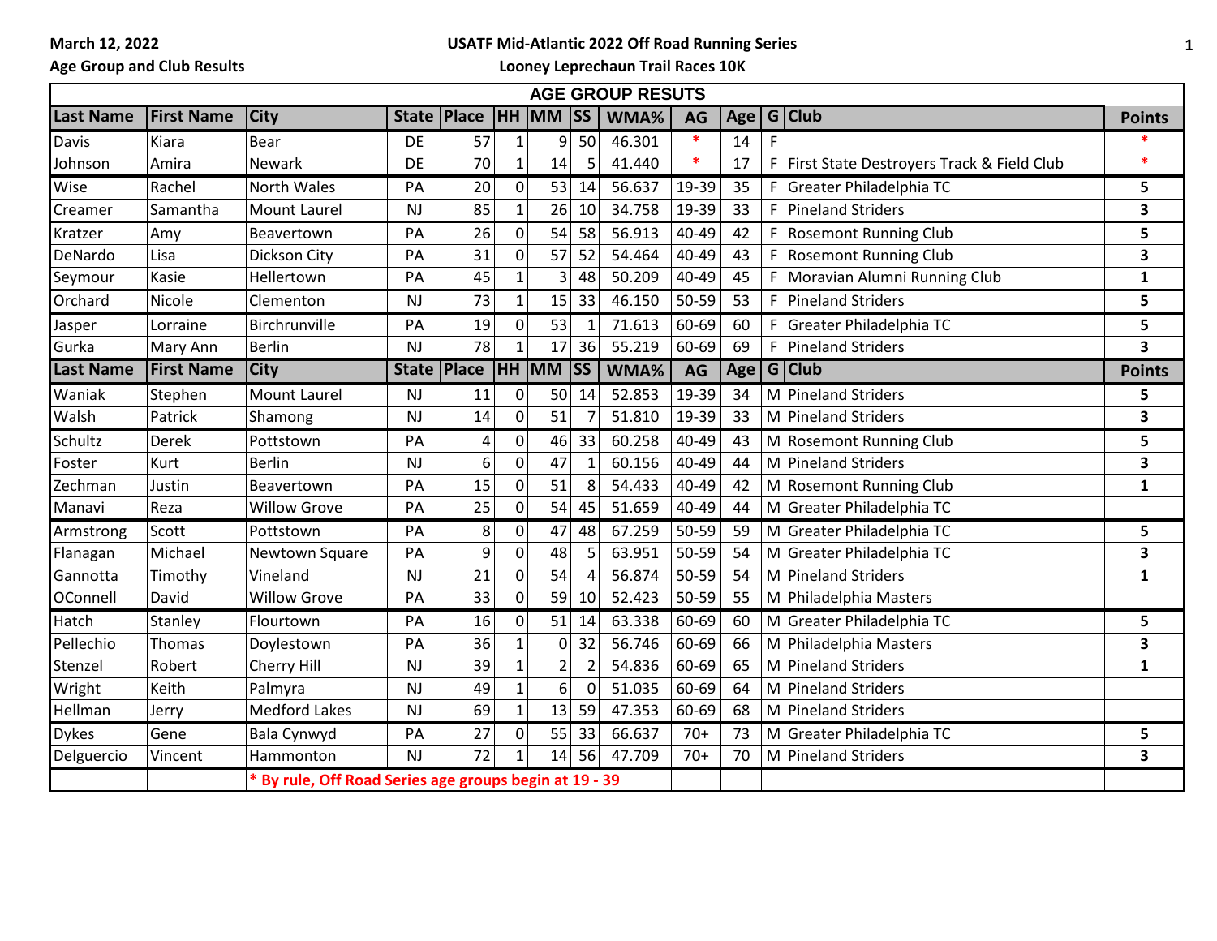March 12, 2022

Age Group and Club Results

**USATF Mid-Atlantic 2022 Off Road Running Series**

**Looney Leprechaun Trail Races 10K**

## AGE GROUP RESUTS

| Last Name | First Name | City | State | Place | HH | MM | SS | WMA% | AG | Age | G | Club | Points |
|---|---|---|---|---|---|---|---|---|---|---|---|---|---|
| Davis | Kiara | Bear | DE | 57 | 1 | 9 | 50 | 46.301 | * | 14 | F | | * |
| Johnson | Amira | Newark | DE | 70 | 1 | 14 | 5 | 41.440 | * | 17 | F | First State Destroyers Track & Field Club | * |
| Wise | Rachel | North Wales | PA | 20 | 0 | 53 | 14 | 56.637 | 19-39 | 35 | F | Greater Philadelphia TC | 5 |
| Creamer | Samantha | Mount Laurel | NJ | 85 | 1 | 26 | 10 | 34.758 | 19-39 | 33 | F | Pineland Striders | 3 |
| Kratzer | Amy | Beavertown | PA | 26 | 0 | 54 | 58 | 56.913 | 40-49 | 42 | F | Rosemont Running Club | 5 |
| DeNardo | Lisa | Dickson City | PA | 31 | 0 | 57 | 52 | 54.464 | 40-49 | 43 | F | Rosemont Running Club | 3 |
| Seymour | Kasie | Hellertown | PA | 45 | 1 | 3 | 48 | 50.209 | 40-49 | 45 | F | Moravian Alumni Running Club | 1 |
| Orchard | Nicole | Clementon | NJ | 73 | 1 | 15 | 33 | 46.150 | 50-59 | 53 | F | Pineland Striders | 5 |
| Jasper | Lorraine | Birchrunville | PA | 19 | 0 | 53 | 1 | 71.613 | 60-69 | 60 | F | Greater Philadelphia TC | 5 |
| Gurka | Mary Ann | Berlin | NJ | 78 | 1 | 17 | 36 | 55.219 | 60-69 | 69 | F | Pineland Striders | 3 |
| **Last Name** | **First Name** | **City** | **State** | **Place** | **HH** | **MM** | **SS** | **WMA%** | **AG** | **Age** | **G** | **Club** | **Points** |
| Waniak | Stephen | Mount Laurel | NJ | 11 | 0 | 50 | 14 | 52.853 | 19-39 | 34 | M | Pineland Striders | 5 |
| Walsh | Patrick | Shamong | NJ | 14 | 0 | 51 | 7 | 51.810 | 19-39 | 33 | M | Pineland Striders | 3 |
| Schultz | Derek | Pottstown | PA | 4 | 0 | 46 | 33 | 60.258 | 40-49 | 43 | M | Rosemont Running Club | 5 |
| Foster | Kurt | Berlin | NJ | 6 | 0 | 47 | 1 | 60.156 | 40-49 | 44 | M | Pineland Striders | 3 |
| Zechman | Justin | Beavertown | PA | 15 | 0 | 51 | 8 | 54.433 | 40-49 | 42 | M | Rosemont Running Club | 1 |
| Manavi | Reza | Willow Grove | PA | 25 | 0 | 54 | 45 | 51.659 | 40-49 | 44 | M | Greater Philadelphia TC | |
| Armstrong | Scott | Pottstown | PA | 8 | 0 | 47 | 48 | 67.259 | 50-59 | 59 | M | Greater Philadelphia TC | 5 |
| Flanagan | Michael | Newtown Square | PA | 9 | 0 | 48 | 5 | 63.951 | 50-59 | 54 | M | Greater Philadelphia TC | 3 |
| Gannotta | Timothy | Vineland | NJ | 21 | 0 | 54 | 4 | 56.874 | 50-59 | 54 | M | Pineland Striders | 1 |
| OConnell | David | Willow Grove | PA | 33 | 0 | 59 | 10 | 52.423 | 50-59 | 55 | M | Philadelphia Masters | |
| Hatch | Stanley | Flourtown | PA | 16 | 0 | 51 | 14 | 63.338 | 60-69 | 60 | M | Greater Philadelphia TC | 5 |
| Pellechio | Thomas | Doylestown | PA | 36 | 1 | 0 | 32 | 56.746 | 60-69 | 66 | M | Philadelphia Masters | 3 |
| Stenzel | Robert | Cherry Hill | NJ | 39 | 1 | 2 | 2 | 54.836 | 60-69 | 65 | M | Pineland Striders | 1 |
| Wright | Keith | Palmyra | NJ | 49 | 1 | 6 | 0 | 51.035 | 60-69 | 64 | M | Pineland Striders | |
| Hellman | Jerry | Medford Lakes | NJ | 69 | 1 | 13 | 59 | 47.353 | 60-69 | 68 | M | Pineland Striders | |
| Dykes | Gene | Bala Cynwyd | PA | 27 | 0 | 55 | 33 | 66.637 | 70+ | 73 | M | Greater Philadelphia TC | 5 |
| Delguercio | Vincent | Hammonton | NJ | 72 | 1 | 14 | 56 | 47.709 | 70+ | 70 | M | Pineland Striders | 3 |
| | | * By rule, Off Road Series age groups begin at 19 - 39 | | | | | | | | | | | |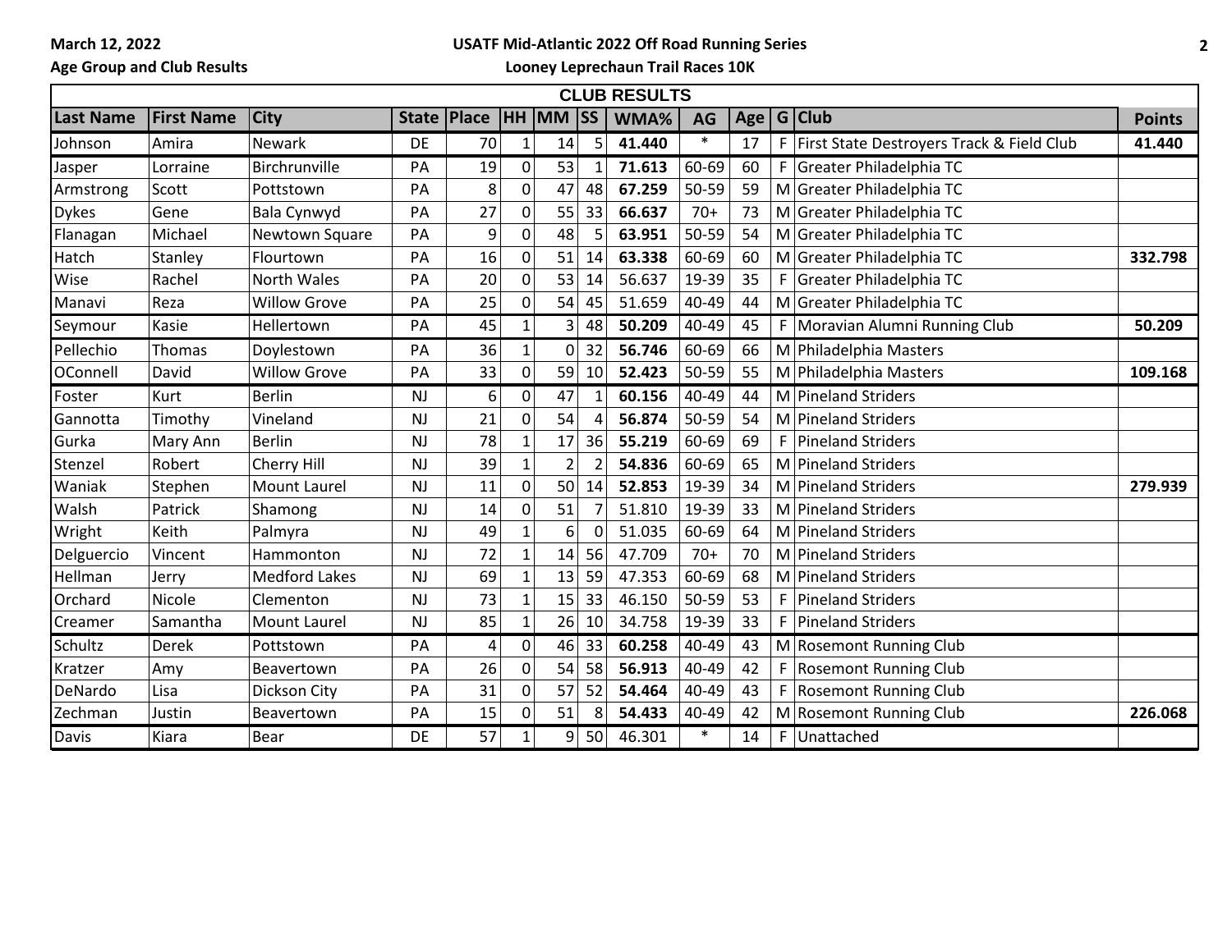March 12, 2022

Age Group and Club Results

**USATF Mid-Atlantic 2022 Off Road Running Series**

**Looney Leprechaun Trail Races 10K**

**CLUB RESULTS**

| Last Name | First Name | City | State | Place | HH | MM | SS | WMA% | AG | Age | G | Club | Points |
|---|---|---|---|---|---|---|---|---|---|---|---|---|---|
| Johnson | Amira | Newark | DE | 70 | 1 | 14 | 5 | **41.440** | * | 17 | F | First State Destroyers Track & Field Club | **41.440** |
| Jasper | Lorraine | Birchrunville | PA | 19 | 0 | 53 | 1 | **71.613** | 60-69 | 60 | F | Greater Philadelphia TC | |
| Armstrong | Scott | Pottstown | PA | 8 | 0 | 47 | 48 | **67.259** | 50-59 | 59 | M | Greater Philadelphia TC | |
| Dykes | Gene | Bala Cynwyd | PA | 27 | 0 | 55 | 33 | **66.637** | 70+ | 73 | M | Greater Philadelphia TC | |
| Flanagan | Michael | Newtown Square | PA | 9 | 0 | 48 | 5 | **63.951** | 50-59 | 54 | M | Greater Philadelphia TC | |
| Hatch | Stanley | Flourtown | PA | 16 | 0 | 51 | 14 | **63.338** | 60-69 | 60 | M | Greater Philadelphia TC | **332.798** |
| Wise | Rachel | North Wales | PA | 20 | 0 | 53 | 14 | 56.637 | 19-39 | 35 | F | Greater Philadelphia TC | |
| Manavi | Reza | Willow Grove | PA | 25 | 0 | 54 | 45 | 51.659 | 40-49 | 44 | M | Greater Philadelphia TC | |
| Seymour | Kasie | Hellertown | PA | 45 | 1 | 3 | 48 | **50.209** | 40-49 | 45 | F | Moravian Alumni Running Club | **50.209** |
| Pellechio | Thomas | Doylestown | PA | 36 | 1 | 0 | 32 | **56.746** | 60-69 | 66 | M | Philadelphia Masters | |
| OConnell | David | Willow Grove | PA | 33 | 0 | 59 | 10 | **52.423** | 50-59 | 55 | M | Philadelphia Masters | **109.168** |
| Foster | Kurt | Berlin | NJ | 6 | 0 | 47 | 1 | **60.156** | 40-49 | 44 | M | Pineland Striders | |
| Gannotta | Timothy | Vineland | NJ | 21 | 0 | 54 | 4 | **56.874** | 50-59 | 54 | M | Pineland Striders | |
| Gurka | Mary Ann | Berlin | NJ | 78 | 1 | 17 | 36 | **55.219** | 60-69 | 69 | F | Pineland Striders | |
| Stenzel | Robert | Cherry Hill | NJ | 39 | 1 | 2 | 2 | **54.836** | 60-69 | 65 | M | Pineland Striders | |
| Waniak | Stephen | Mount Laurel | NJ | 11 | 0 | 50 | 14 | **52.853** | 19-39 | 34 | M | Pineland Striders | **279.939** |
| Walsh | Patrick | Shamong | NJ | 14 | 0 | 51 | 7 | 51.810 | 19-39 | 33 | M | Pineland Striders | |
| Wright | Keith | Palmyra | NJ | 49 | 1 | 6 | 0 | 51.035 | 60-69 | 64 | M | Pineland Striders | |
| Delguercio | Vincent | Hammonton | NJ | 72 | 1 | 14 | 56 | 47.709 | 70+ | 70 | M | Pineland Striders | |
| Hellman | Jerry | Medford Lakes | NJ | 69 | 1 | 13 | 59 | 47.353 | 60-69 | 68 | M | Pineland Striders | |
| Orchard | Nicole | Clementon | NJ | 73 | 1 | 15 | 33 | 46.150 | 50-59 | 53 | F | Pineland Striders | |
| Creamer | Samantha | Mount Laurel | NJ | 85 | 1 | 26 | 10 | 34.758 | 19-39 | 33 | F | Pineland Striders | |
| Schultz | Derek | Pottstown | PA | 4 | 0 | 46 | 33 | **60.258** | 40-49 | 43 | M | Rosemont Running Club | |
| Kratzer | Amy | Beavertown | PA | 26 | 0 | 54 | 58 | **56.913** | 40-49 | 42 | F | Rosemont Running Club | |
| DeNardo | Lisa | Dickson City | PA | 31 | 0 | 57 | 52 | **54.464** | 40-49 | 43 | F | Rosemont Running Club | |
| Zechman | Justin | Beavertown | PA | 15 | 0 | 51 | 8 | **54.433** | 40-49 | 42 | M | Rosemont Running Club | **226.068** |
| Davis | Kiara | Bear | DE | 57 | 1 | 9 | 50 | 46.301 | * | 14 | F | Unattached | |